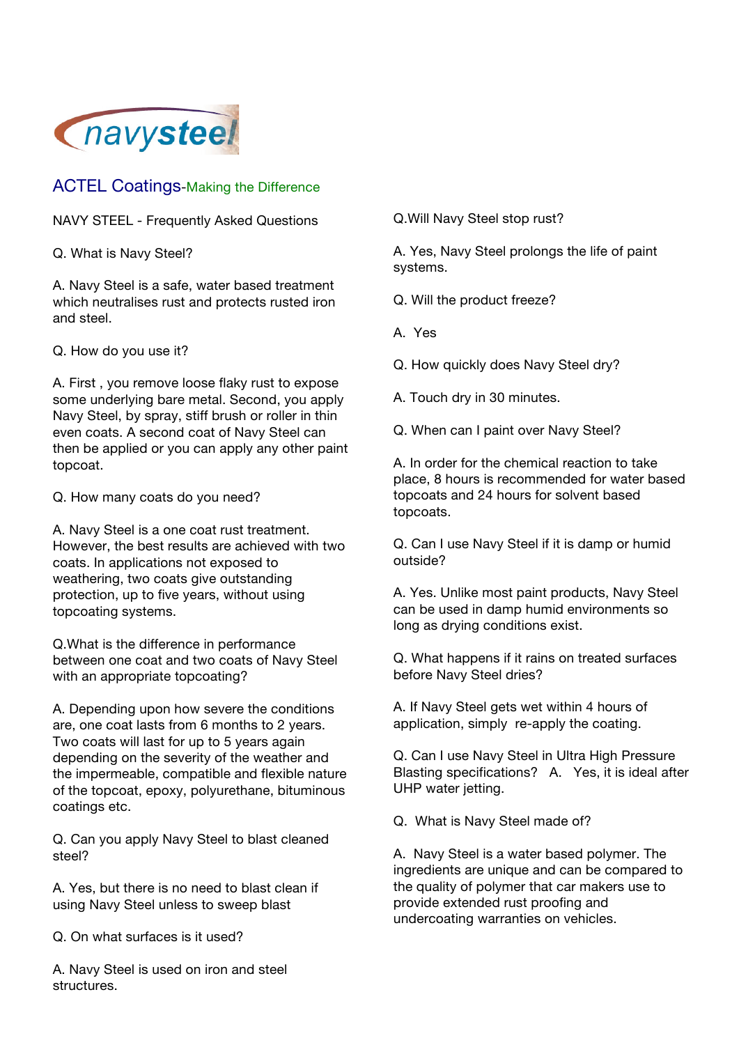navysteel

## ACTEL Coatings-Making the Difference

NAVY STEEL - Frequently Asked Questions

Q. What is Navy Steel?

A. Navy Steel is a safe, water based treatment which neutralises rust and protects rusted iron and steel.

Q. How do you use it?

A. First , you remove loose flaky rust to expose some underlying bare metal. Second, you apply Navy Steel, by spray, stiff brush or roller in thin even coats. A second coat of Navy Steel can then be applied or you can apply any other paint topcoat.

Q. How many coats do you need?

A. Navy Steel is a one coat rust treatment. However, the best results are achieved with two coats. In applications not exposed to weathering, two coats give outstanding protection, up to five years, without using topcoating systems.

Q.What is the difference in performance between one coat and two coats of Navy Steel with an appropriate topcoating?

A. Depending upon how severe the conditions are, one coat lasts from 6 months to 2 years. Two coats will last for up to 5 years again depending on the severity of the weather and the impermeable, compatible and flexible nature of the topcoat, epoxy, polyurethane, bituminous coatings etc.

Q. Can you apply Navy Steel to blast cleaned steel?

A. Yes, but there is no need to blast clean if using Navy Steel unless to sweep blast

Q. On what surfaces is it used?

A. Navy Steel is used on iron and steel structures.

Q.Will Navy Steel stop rust?

A. Yes, Navy Steel prolongs the life of paint systems.

Q. Will the product freeze?

A. Yes

Q. How quickly does Navy Steel dry?

A. Touch dry in 30 minutes.

Q. When can I paint over Navy Steel?

A. In order for the chemical reaction to take place, 8 hours is recommended for water based topcoats and 24 hours for solvent based topcoats.

Q. Can I use Navy Steel if it is damp or humid outside?

A. Yes. Unlike most paint products, Navy Steel can be used in damp humid environments so long as drying conditions exist.

Q. What happens if it rains on treated surfaces before Navy Steel dries?

A. If Navy Steel gets wet within 4 hours of application, simply re-apply the coating.

Q. Can I use Navy Steel in Ultra High Pressure Blasting specifications? A. Yes, it is ideal after UHP water jetting.

Q. What is Navy Steel made of?

A. Navy Steel is a water based polymer. The ingredients are unique and can be compared to the quality of polymer that car makers use to provide extended rust proofing and undercoating warranties on vehicles.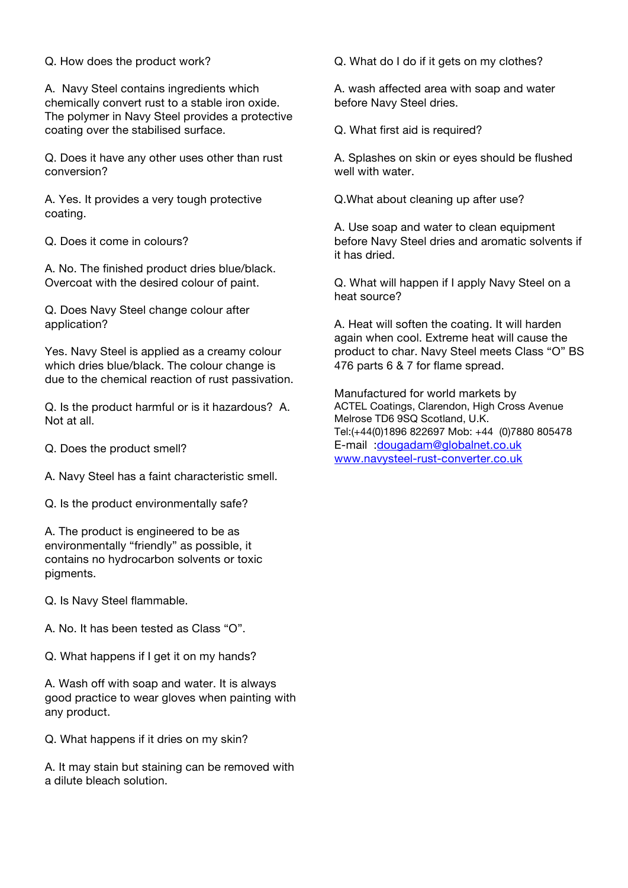Q. How does the product work?

A. Navy Steel contains ingredients which chemically convert rust to a stable iron oxide. The polymer in Navy Steel provides a protective coating over the stabilised surface.

Q. Does it have any other uses other than rust conversion?

A. Yes. It provides a very tough protective coating.

Q. Does it come in colours?

A. No. The finished product dries blue/black. Overcoat with the desired colour of paint.

Q. Does Navy Steel change colour after application?

Yes. Navy Steel is applied as a creamy colour which dries blue/black. The colour change is due to the chemical reaction of rust passivation.

Q. Is the product harmful or is it hazardous? A. Not at all.

Q. Does the product smell?

A. Navy Steel has a faint characteristic smell.

Q. Is the product environmentally safe?

A. The product is engineered to be as environmentally "friendly" as possible, it contains no hydrocarbon solvents or toxic pigments.

Q. Is Navy Steel flammable.

A. No. It has been tested as Class "O".

Q. What happens if I get it on my hands?

A. Wash off with soap and water. It is always good practice to wear gloves when painting with any product.

Q. What happens if it dries on my skin?

A. It may stain but staining can be removed with a dilute bleach solution.

Q. What do I do if it gets on my clothes?

A. wash affected area with soap and water before Navy Steel dries.

Q. What first aid is required?

A. Splashes on skin or eyes should be flushed well with water.

Q.What about cleaning up after use?

A. Use soap and water to clean equipment before Navy Steel dries and aromatic solvents if it has dried.

Q. What will happen if I apply Navy Steel on a heat source?

A. Heat will soften the coating. It will harden again when cool. Extreme heat will cause the product to char. Navy Steel meets Class "O" BS 476 parts 6 & 7 for flame spread.

Manufactured for world markets by
ACTEL Coatings, Clarendon, High Cross Avenue
Melrose TD6 9SQ Scotland, U.K.
Tel:(+44(0)1896 822697 Mob: +44 (0)7880 805478
E-mail :dougadam@globalnet.co.uk
www.navysteel-rust-converter.co.uk